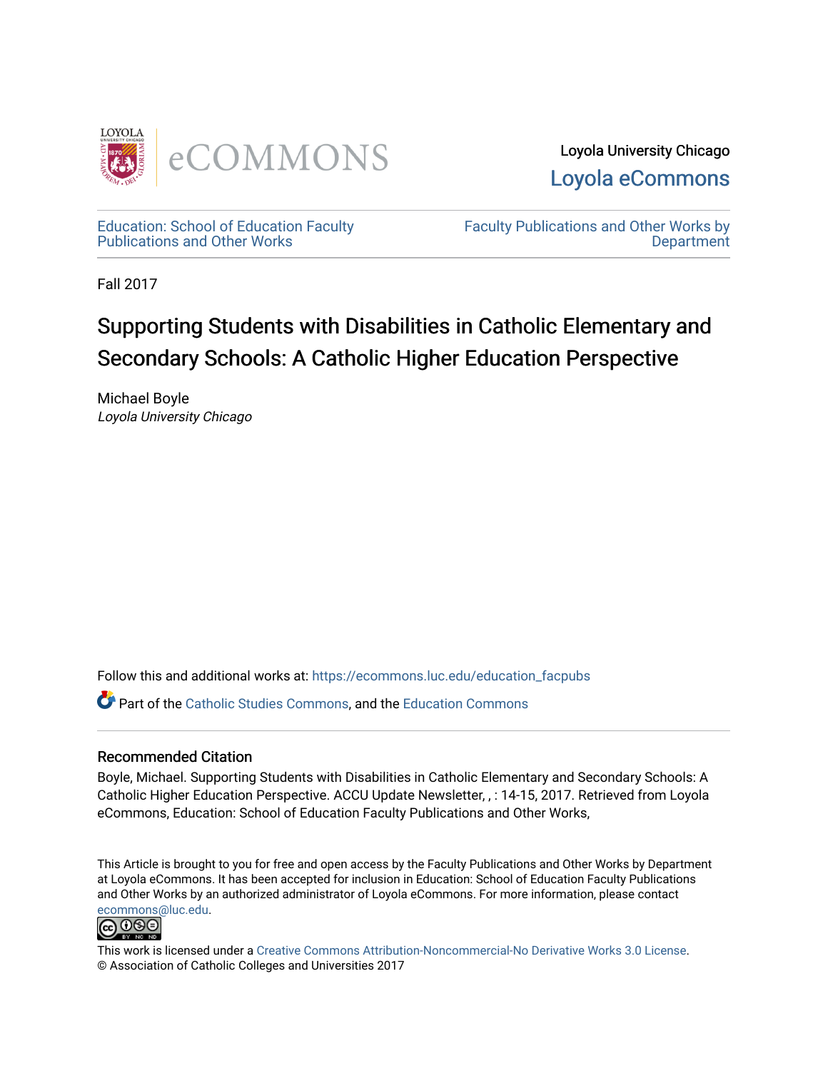Loyola University Chicago

Loyola eCommons

Education: School of Education Faculty Publications and Other Works

Faculty Publications and Other Works by Department

Fall 2017

# Supporting Students with Disabilities in Catholic Elementary and Secondary Schools: A Catholic Higher Education Perspective

Michael Boyle

*Loyola University Chicago*

Follow this and additional works at: https://ecommons.luc.edu/education_facpubs

Part of the Catholic Studies Commons, and the Education Commons

## Recommended Citation

Boyle, Michael. Supporting Students with Disabilities in Catholic Elementary and Secondary Schools: A Catholic Higher Education Perspective. ACCU Update Newsletter, , : 14-15, 2017. Retrieved from Loyola eCommons, Education: School of Education Faculty Publications and Other Works,

This Article is brought to you for free and open access by the Faculty Publications and Other Works by Department at Loyola eCommons. It has been accepted for inclusion in Education: School of Education Faculty Publications and Other Works by an authorized administrator of Loyola eCommons. For more information, please contact ecommons@luc.edu.

This work is licensed under a Creative Commons Attribution-Noncommercial-No Derivative Works 3.0 License.
© Association of Catholic Colleges and Universities 2017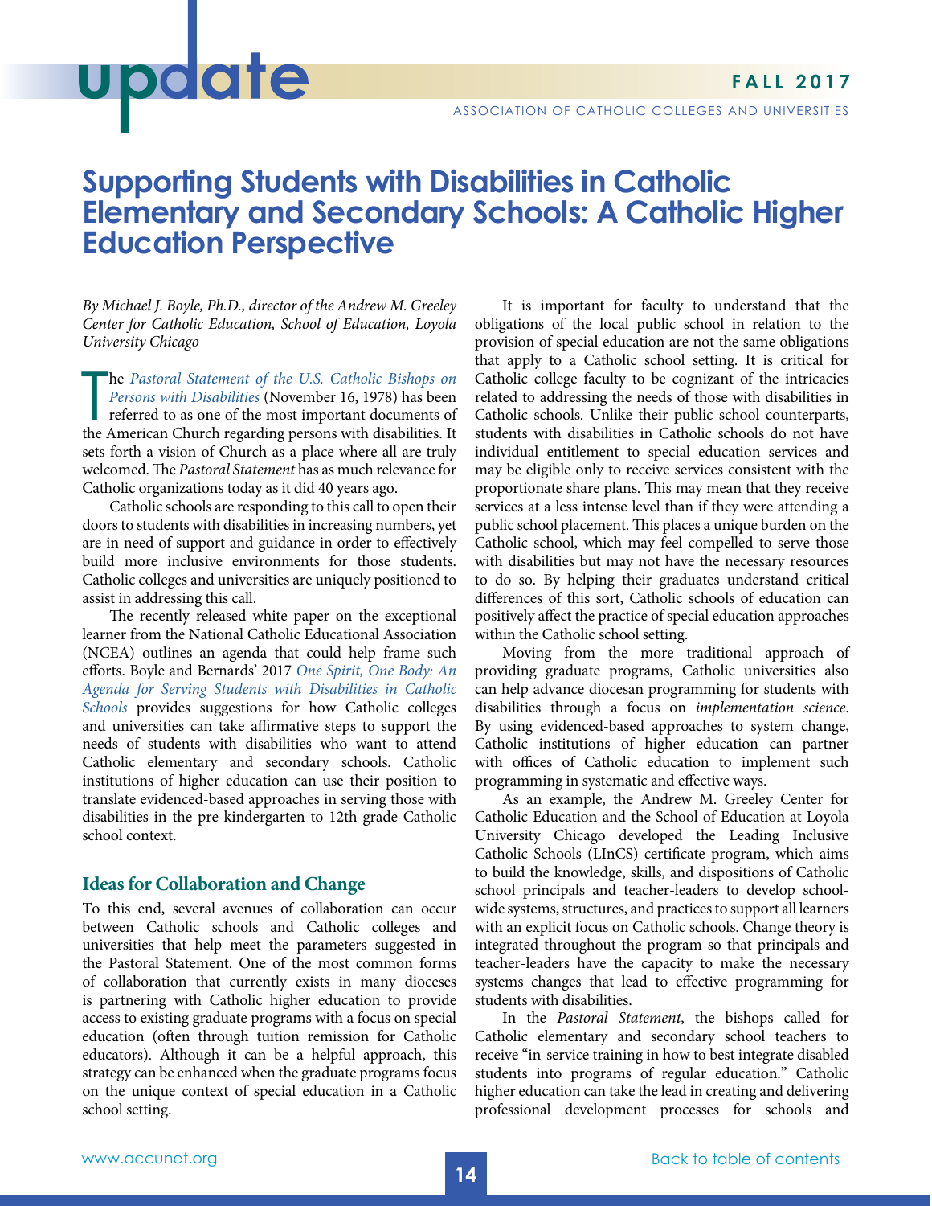# Supporting Students with Disabilities in Catholic Elementary and Secondary Schools: A Catholic Higher Education Perspective

*By Michael J. Boyle, Ph.D., director of the Andrew M. Greeley Center for Catholic Education, School of Education, Loyola University Chicago*

The *Pastoral Statement of the U.S. Catholic Bishops on Persons with Disabilities* (November 16, 1978) has been referred to as one of the most important documents of the American Church regarding persons with disabilities. It sets forth a vision of Church as a place where all are truly welcomed. The *Pastoral Statement* has as much relevance for Catholic organizations today as it did 40 years ago.

Catholic schools are responding to this call to open their doors to students with disabilities in increasing numbers, yet are in need of support and guidance in order to effectively build more inclusive environments for those students. Catholic colleges and universities are uniquely positioned to assist in addressing this call.

The recently released white paper on the exceptional learner from the National Catholic Educational Association (NCEA) outlines an agenda that could help frame such efforts. Boyle and Bernards' 2017 *One Spirit, One Body: An Agenda for Serving Students with Disabilities in Catholic Schools* provides suggestions for how Catholic colleges and universities can take affirmative steps to support the needs of students with disabilities who want to attend Catholic elementary and secondary schools. Catholic institutions of higher education can use their position to translate evidenced-based approaches in serving those with disabilities in the pre-kindergarten to 12th grade Catholic school context.

## Ideas for Collaboration and Change

To this end, several avenues of collaboration can occur between Catholic schools and Catholic colleges and universities that help meet the parameters suggested in the Pastoral Statement. One of the most common forms of collaboration that currently exists in many dioceses is partnering with Catholic higher education to provide access to existing graduate programs with a focus on special education (often through tuition remission for Catholic educators). Although it can be a helpful approach, this strategy can be enhanced when the graduate programs focus on the unique context of special education in a Catholic school setting.

It is important for faculty to understand that the obligations of the local public school in relation to the provision of special education are not the same obligations that apply to a Catholic school setting. It is critical for Catholic college faculty to be cognizant of the intricacies related to addressing the needs of those with disabilities in Catholic schools. Unlike their public school counterparts, students with disabilities in Catholic schools do not have individual entitlement to special education services and may be eligible only to receive services consistent with the proportionate share plans. This may mean that they receive services at a less intense level than if they were attending a public school placement. This places a unique burden on the Catholic school, which may feel compelled to serve those with disabilities but may not have the necessary resources to do so. By helping their graduates understand critical differences of this sort, Catholic schools of education can positively affect the practice of special education approaches within the Catholic school setting.

Moving from the more traditional approach of providing graduate programs, Catholic universities also can help advance diocesan programming for students with disabilities through a focus on *implementation science*. By using evidenced-based approaches to system change, Catholic institutions of higher education can partner with offices of Catholic education to implement such programming in systematic and effective ways.

As an example, the Andrew M. Greeley Center for Catholic Education and the School of Education at Loyola University Chicago developed the Leading Inclusive Catholic Schools (LInCS) certificate program, which aims to build the knowledge, skills, and dispositions of Catholic school principals and teacher-leaders to develop school-wide systems, structures, and practices to support all learners with an explicit focus on Catholic schools. Change theory is integrated throughout the program so that principals and teacher-leaders have the capacity to make the necessary systems changes that lead to effective programming for students with disabilities.

In the *Pastoral Statement*, the bishops called for Catholic elementary and secondary school teachers to receive "in-service training in how to best integrate disabled students into programs of regular education." Catholic higher education can take the lead in creating and delivering professional development processes for schools and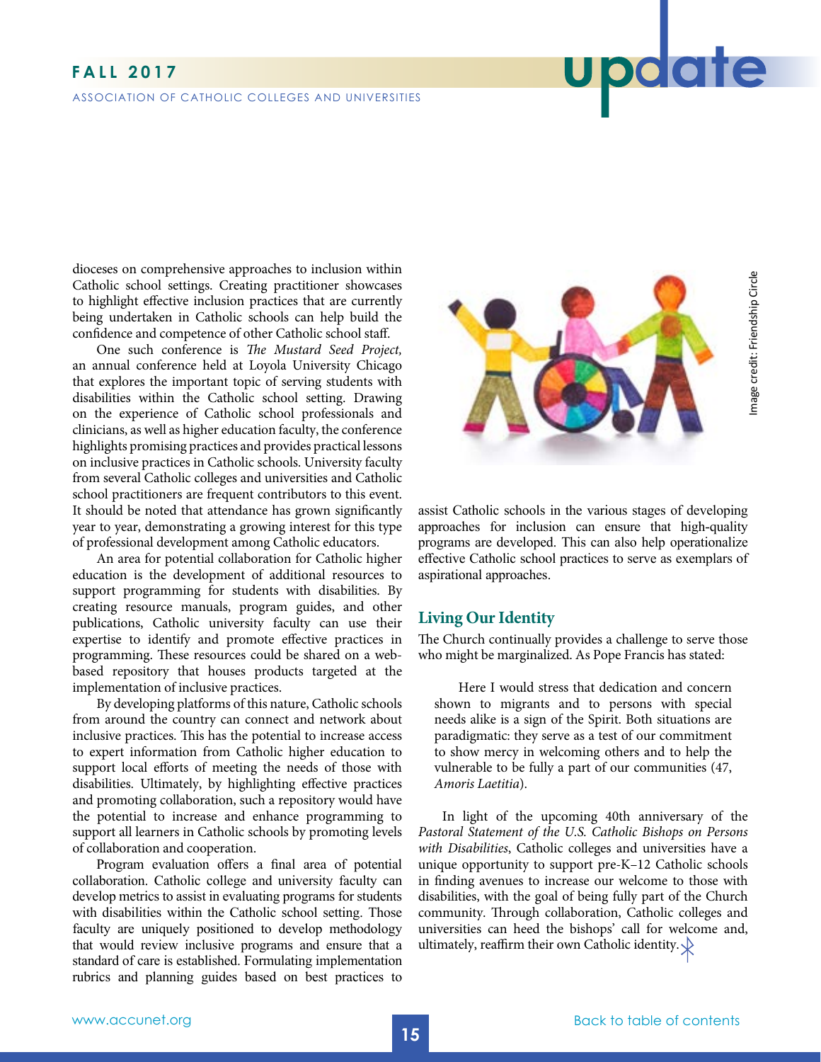dioceses on comprehensive approaches to inclusion within Catholic school settings. Creating practitioner showcases to highlight effective inclusion practices that are currently being undertaken in Catholic schools can help build the confidence and competence of other Catholic school staff.

One such conference is *The Mustard Seed Project,* an annual conference held at Loyola University Chicago that explores the important topic of serving students with disabilities within the Catholic school setting. Drawing on the experience of Catholic school professionals and clinicians, as well as higher education faculty, the conference highlights promising practices and provides practical lessons on inclusive practices in Catholic schools. University faculty from several Catholic colleges and universities and Catholic school practitioners are frequent contributors to this event. It should be noted that attendance has grown significantly year to year, demonstrating a growing interest for this type of professional development among Catholic educators.

An area for potential collaboration for Catholic higher education is the development of additional resources to support programming for students with disabilities. By creating resource manuals, program guides, and other publications, Catholic university faculty can use their expertise to identify and promote effective practices in programming. These resources could be shared on a web-based repository that houses products targeted at the implementation of inclusive practices.

By developing platforms of this nature, Catholic schools from around the country can connect and network about inclusive practices. This has the potential to increase access to expert information from Catholic higher education to support local efforts of meeting the needs of those with disabilities. Ultimately, by highlighting effective practices and promoting collaboration, such a repository would have the potential to increase and enhance programming to support all learners in Catholic schools by promoting levels of collaboration and cooperation.

Program evaluation offers a final area of potential collaboration. Catholic college and university faculty can develop metrics to assist in evaluating programs for students with disabilities within the Catholic school setting. Those faculty are uniquely positioned to develop methodology that would review inclusive programs and ensure that a standard of care is established. Formulating implementation rubrics and planning guides based on best practices to assist Catholic schools in the various stages of developing approaches for inclusion can ensure that high-quality programs are developed. This can also help operationalize effective Catholic school practices to serve as exemplars of aspirational approaches.

Image credit: Friendship Circle

## Living Our Identity

The Church continually provides a challenge to serve those who might be marginalized. As Pope Francis has stated:

> Here I would stress that dedication and concern shown to migrants and to persons with special needs alike is a sign of the Spirit. Both situations are paradigmatic: they serve as a test of our commitment to show mercy in welcoming others and to help the vulnerable to be fully a part of our communities (47, *Amoris Laetitia*).

In light of the upcoming 40th anniversary of the *Pastoral Statement of the U.S. Catholic Bishops on Persons with Disabilities*, Catholic colleges and universities have a unique opportunity to support pre-K–12 Catholic schools in finding avenues to increase our welcome to those with disabilities, with the goal of being fully part of the Church community. Through collaboration, Catholic colleges and universities can heed the bishops' call for welcome and, ultimately, reaffirm their own Catholic identity.